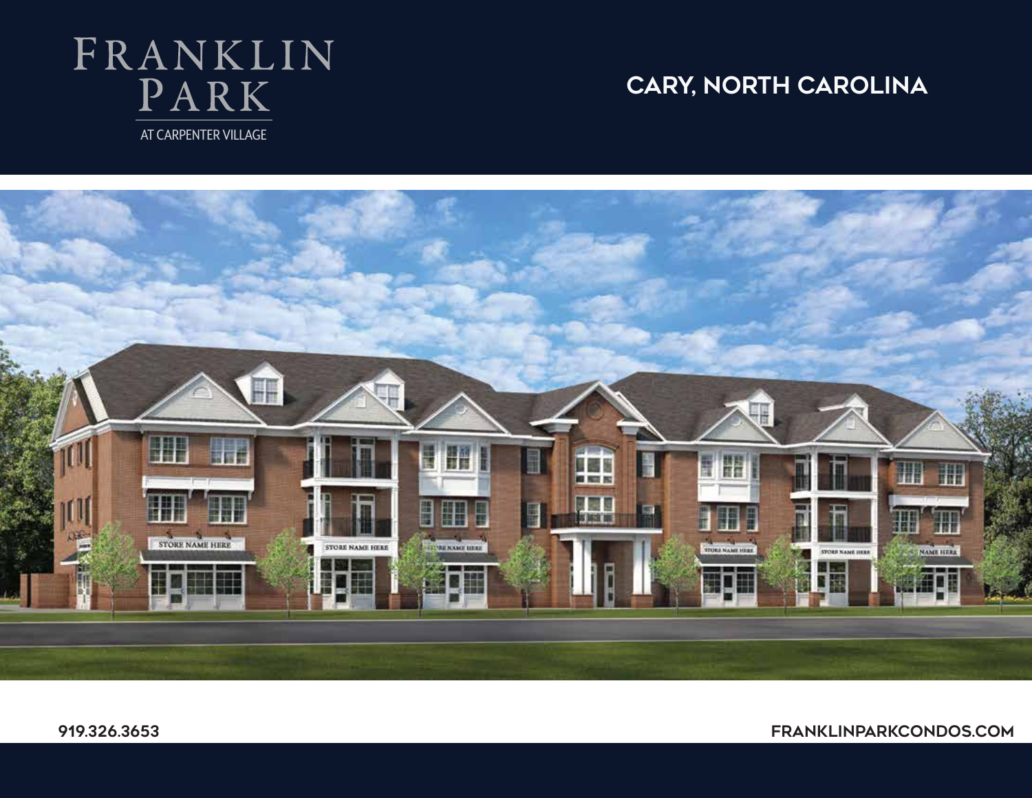# FRANKLIN PARK

AT CARPENTER VILLAGE

## CARY, NORTH CAROLINA

919.326.3653

FRANKLINPARKCONDOS.COM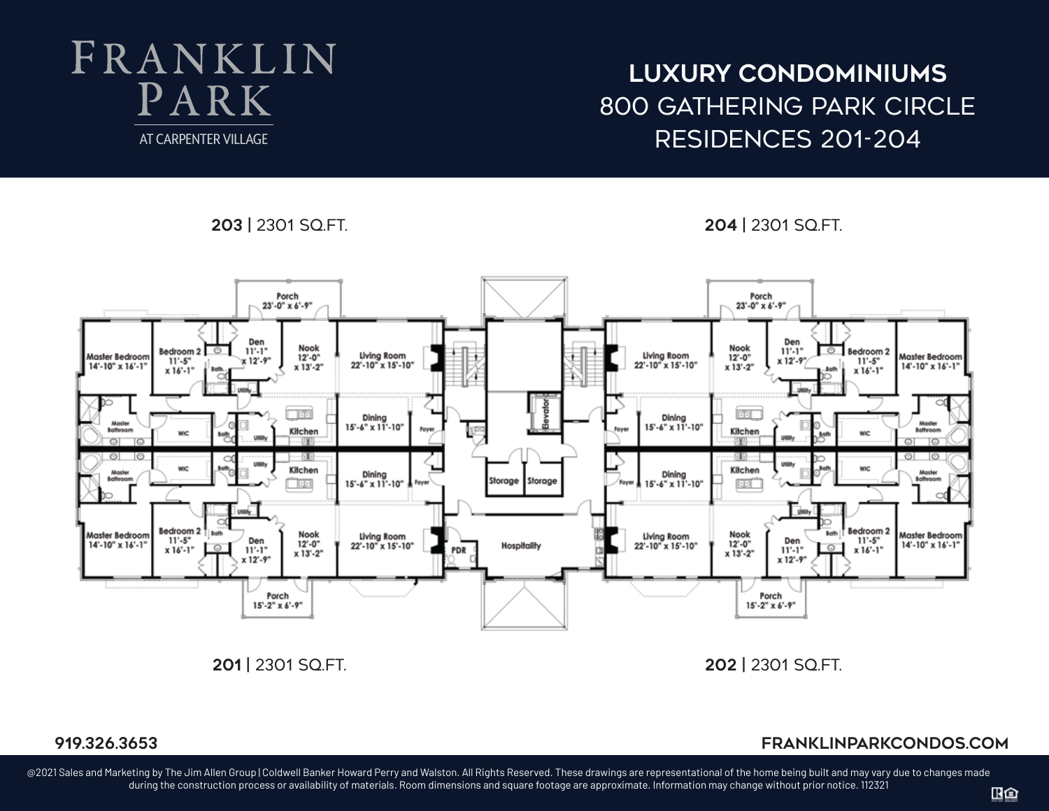# FRANKLIN PARK

AT CARPENTER VILLAGE

## LUXURY CONDOMINIUMS
## 800 GATHERING PARK CIRCLE
## RESIDENCES 201-204

**203** | 2301 SQ.FT.

**204** | 2301 SQ.FT.

Porch 23'-0" x 6'-9"

Master Bedroom 14'-10" x 16'-1"

Bedroom 2 11'-5" x 16'-1"

Den 11'-1" x 12'-9"

Nook 12'-0" x 13'-2"

Living Room 22'-10" x 15'-10"

Dining 15'-6" x 11'-10"

Kitchen

Foyer

Master Bathroom

WIC

Bath

Utility

Elevator

Storage

Storage

Hospitality

PDR

Porch 15'-2" x 6'-9"

**201** | 2301 SQ.FT.

**202** | 2301 SQ.FT.

**919.326.3653**

**FRANKLINPARKCONDOS.COM**

@2021 Sales and Marketing by The Jim Allen Group | Coldwell Banker Howard Perry and Walston. All Rights Reserved. These drawings are representational of the home being built and may vary due to changes made during the construction process or availability of materials. Room dimensions and square footage are approximate. Information may change without prior notice. 112321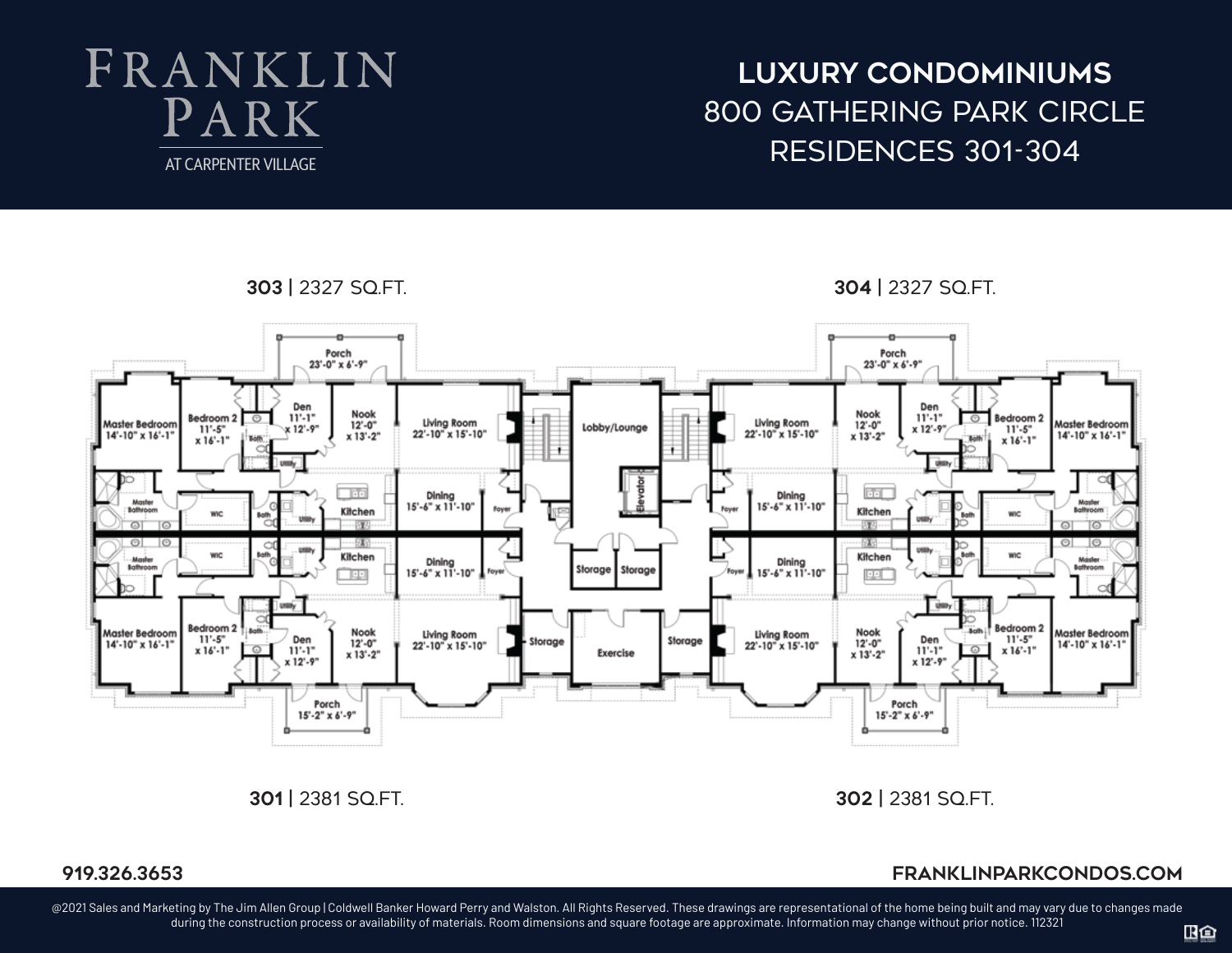# FRANKLIN PARK

AT CARPENTER VILLAGE

## LUXURY CONDOMINIUMS

800 GATHERING PARK CIRCLE

RESIDENCES 301-304

**303** | 2327 SQ.FT.

**304** | 2327 SQ.FT.

Porch 23'-0" x 6'-9"

Master Bedroom 14'-10" x 16'-1"

Bedroom 2 11'-5" x 16'-1"

Den 11'-1" x 12'-9"

Nook 12'-0" x 13'-2"

Living Room 22'-10" x 15'-10"

Lobby/Lounge

Elevator

Master Bathroom

WIC

Bath

Utility

Kitchen

Dining 15'-6" x 11'-10"

Foyer

Storage

Exercise

Porch 15'-2" x 6'-9"

**301** | 2381 SQ.FT.

**302** | 2381 SQ.FT.

**919.326.3653**

**FRANKLINPARKCONDOS.COM**

@2021 Sales and Marketing by The Jim Allen Group | Coldwell Banker Howard Perry and Walston. All Rights Reserved. These drawings are representational of the home being built and may vary due to changes made during the construction process or availability of materials. Room dimensions and square footage are approximate. Information may change without prior notice. 112321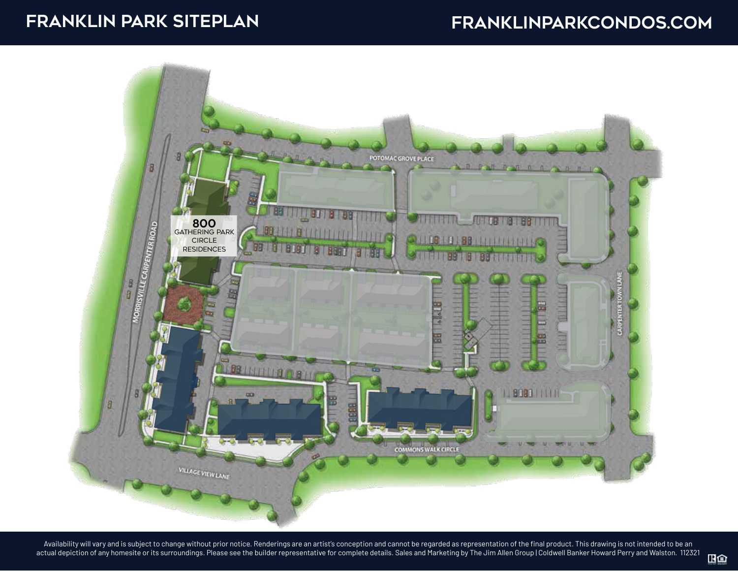# FRANKLIN PARK SITEPLAN

FRANKLINPARKCONDOS.COM

POTOMAC GROVE PLACE

800
GATHERING PARK CIRCLE RESIDENCES

MORRISVILLE CARPENTER ROAD

CARPENTER TOWN LANE

COMMONS WALK CIRCLE

VILLAGE VIEW LANE

Availability will vary and is subject to change without prior notice. Renderings are an artist's conception and cannot be regarded as representation of the final product. This drawing is not intended to be an actual depiction of any homesite or its surroundings. Please see the builder representative for complete details. Sales and Marketing by The Jim Allen Group | Coldwell Banker Howard Perry and Walston. 112321